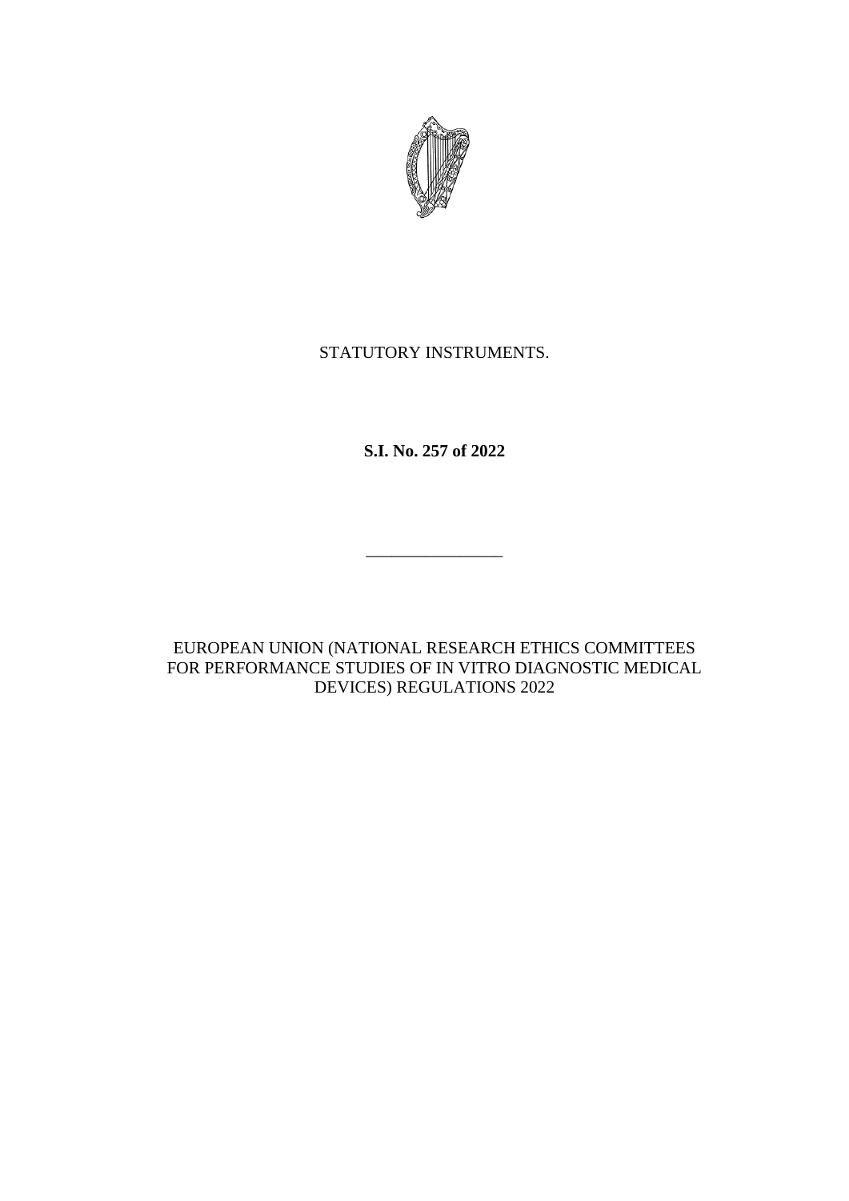STATUTORY INSTRUMENTS.

**S.I. No. 257 of 2022**

---

EUROPEAN UNION (NATIONAL RESEARCH ETHICS COMMITTEES FOR PERFORMANCE STUDIES OF IN VITRO DIAGNOSTIC MEDICAL DEVICES) REGULATIONS 2022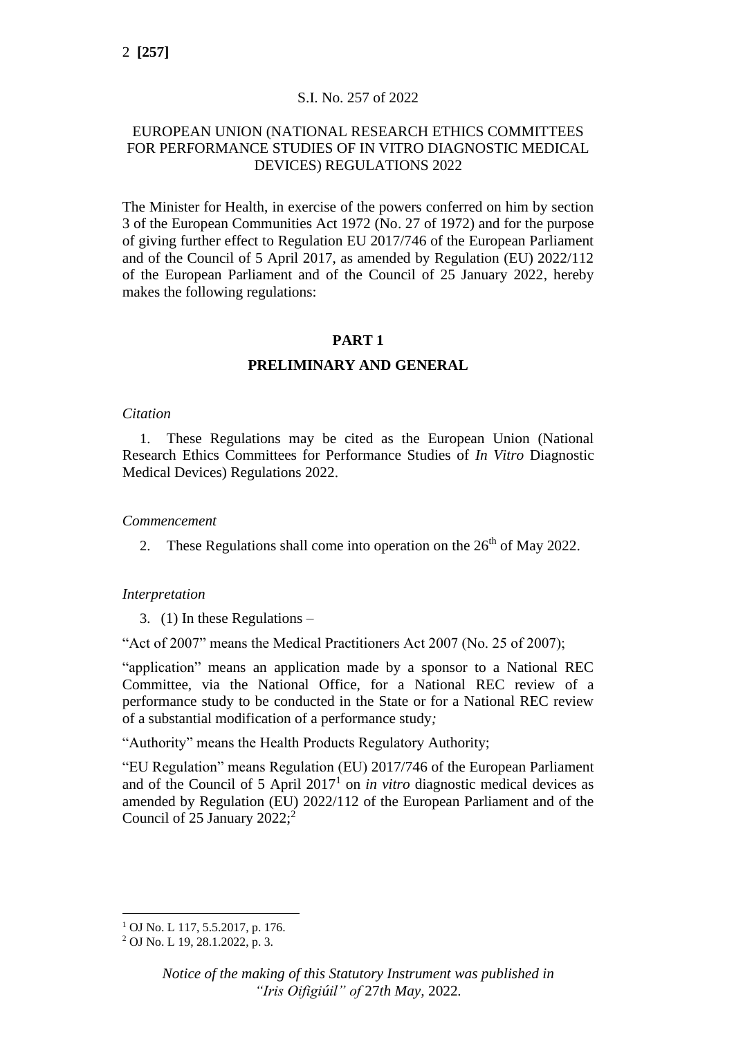S.I. No. 257 of 2022

# EUROPEAN UNION (NATIONAL RESEARCH ETHICS COMMITTEES FOR PERFORMANCE STUDIES OF IN VITRO DIAGNOSTIC MEDICAL DEVICES) REGULATIONS 2022

The Minister for Health, in exercise of the powers conferred on him by section 3 of the European Communities Act 1972 (No. 27 of 1972) and for the purpose of giving further effect to Regulation EU 2017/746 of the European Parliament and of the Council of 5 April 2017, as amended by Regulation (EU) 2022/112 of the European Parliament and of the Council of 25 January 2022, hereby makes the following regulations:

## PART 1

## PRELIMINARY AND GENERAL

*Citation*

1. These Regulations may be cited as the European Union (National Research Ethics Committees for Performance Studies of *In Vitro* Diagnostic Medical Devices) Regulations 2022.

*Commencement*

2. These Regulations shall come into operation on the 26th of May 2022.

*Interpretation*

3. (1) In these Regulations –

"Act of 2007" means the Medical Practitioners Act 2007 (No. 25 of 2007);

"application" means an application made by a sponsor to a National REC Committee, via the National Office, for a National REC review of a performance study to be conducted in the State or for a National REC review of a substantial modification of a performance study;

"Authority" means the Health Products Regulatory Authority;

"EU Regulation" means Regulation (EU) 2017/746 of the European Parliament and of the Council of 5 April 2017[1] on *in vitro* diagnostic medical devices as amended by Regulation (EU) 2022/112 of the European Parliament and of the Council of 25 January 2022;[2]

[1] OJ No. L 117, 5.5.2017, p. 176.

[2] OJ No. L 19, 28.1.2022, p. 3.

*Notice of the making of this Statutory Instrument was published in "Iris Oifigiúil" of 27th May, 2022.*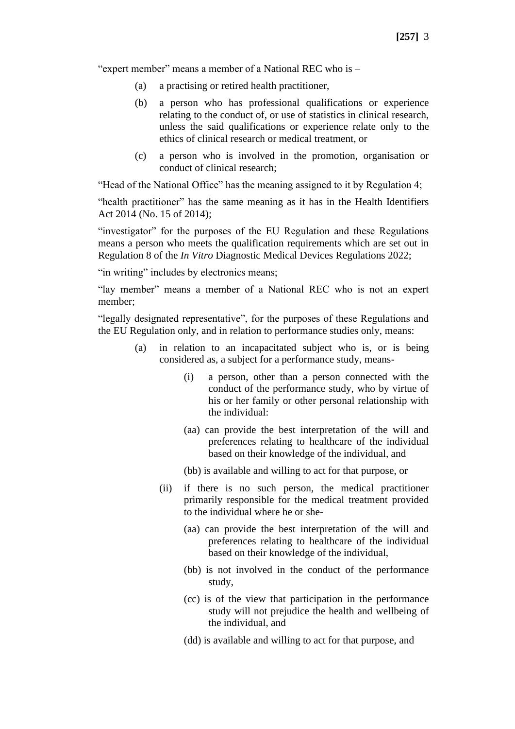"expert member" means a member of a National REC who is –

(a) a practising or retired health practitioner,

(b) a person who has professional qualifications or experience relating to the conduct of, or use of statistics in clinical research, unless the said qualifications or experience relate only to the ethics of clinical research or medical treatment, or

(c) a person who is involved in the promotion, organisation or conduct of clinical research;

"Head of the National Office" has the meaning assigned to it by Regulation 4;

"health practitioner" has the same meaning as it has in the Health Identifiers Act 2014 (No. 15 of 2014);

"investigator" for the purposes of the EU Regulation and these Regulations means a person who meets the qualification requirements which are set out in Regulation 8 of the *In Vitro* Diagnostic Medical Devices Regulations 2022;

"in writing" includes by electronics means;

"lay member" means a member of a National REC who is not an expert member;

"legally designated representative", for the purposes of these Regulations and the EU Regulation only, and in relation to performance studies only, means:

(a) in relation to an incapacitated subject who is, or is being considered as, a subject for a performance study, means-

   (i) a person, other than a person connected with the conduct of the performance study, who by virtue of his or her family or other personal relationship with the individual:

   (aa) can provide the best interpretation of the will and preferences relating to healthcare of the individual based on their knowledge of the individual, and

   (bb) is available and willing to act for that purpose, or

   (ii) if there is no such person, the medical practitioner primarily responsible for the medical treatment provided to the individual where he or she-

   (aa) can provide the best interpretation of the will and preferences relating to healthcare of the individual based on their knowledge of the individual,

   (bb) is not involved in the conduct of the performance study,

   (cc) is of the view that participation in the performance study will not prejudice the health and wellbeing of the individual, and

   (dd) is available and willing to act for that purpose, and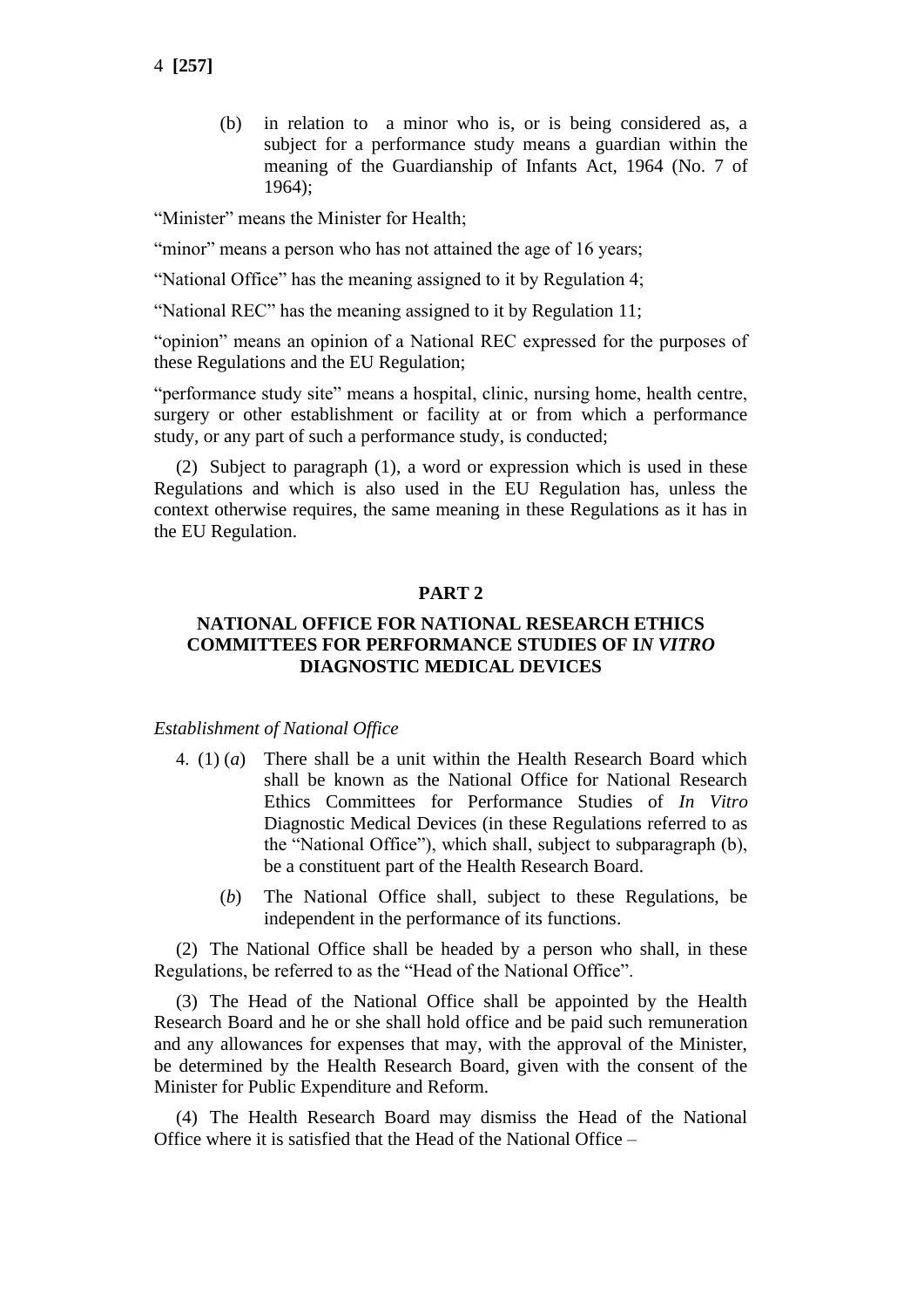(b) in relation to a minor who is, or is being considered as, a subject for a performance study means a guardian within the meaning of the Guardianship of Infants Act, 1964 (No. 7 of 1964);

"Minister" means the Minister for Health;

"minor" means a person who has not attained the age of 16 years;

"National Office" has the meaning assigned to it by Regulation 4;

"National REC" has the meaning assigned to it by Regulation 11;

"opinion" means an opinion of a National REC expressed for the purposes of these Regulations and the EU Regulation;

"performance study site" means a hospital, clinic, nursing home, health centre, surgery or other establishment or facility at or from which a performance study, or any part of such a performance study, is conducted;

(2) Subject to paragraph (1), a word or expression which is used in these Regulations and which is also used in the EU Regulation has, unless the context otherwise requires, the same meaning in these Regulations as it has in the EU Regulation.

## PART 2

## NATIONAL OFFICE FOR NATIONAL RESEARCH ETHICS COMMITTEES FOR PERFORMANCE STUDIES OF I*N VITRO* DIAGNOSTIC MEDICAL DEVICES

*Establishment of National Office*

4. (1) (*a*) There shall be a unit within the Health Research Board which shall be known as the National Office for National Research Ethics Committees for Performance Studies of *In Vitro* Diagnostic Medical Devices (in these Regulations referred to as the "National Office"), which shall, subject to subparagraph (b), be a constituent part of the Health Research Board.

(*b*) The National Office shall, subject to these Regulations, be independent in the performance of its functions.

(2) The National Office shall be headed by a person who shall, in these Regulations, be referred to as the "Head of the National Office".

(3) The Head of the National Office shall be appointed by the Health Research Board and he or she shall hold office and be paid such remuneration and any allowances for expenses that may, with the approval of the Minister, be determined by the Health Research Board, given with the consent of the Minister for Public Expenditure and Reform.

(4) The Health Research Board may dismiss the Head of the National Office where it is satisfied that the Head of the National Office –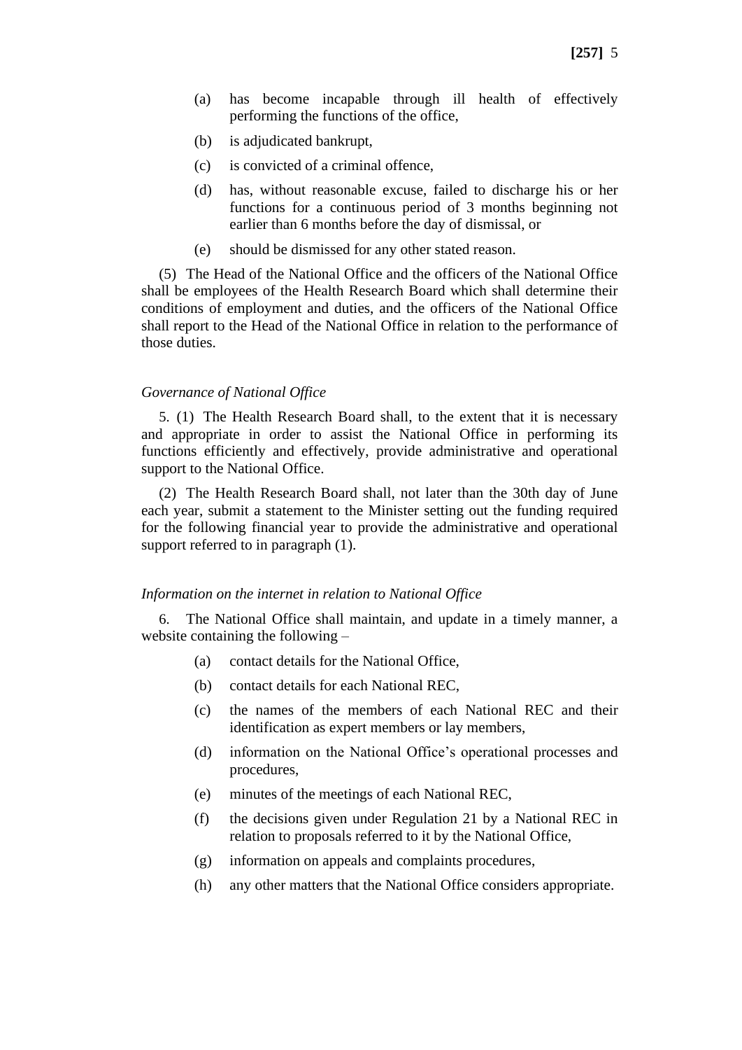(a) has become incapable through ill health of effectively performing the functions of the office,

(b) is adjudicated bankrupt,

(c) is convicted of a criminal offence,

(d) has, without reasonable excuse, failed to discharge his or her functions for a continuous period of 3 months beginning not earlier than 6 months before the day of dismissal, or

(e) should be dismissed for any other stated reason.

(5) The Head of the National Office and the officers of the National Office shall be employees of the Health Research Board which shall determine their conditions of employment and duties, and the officers of the National Office shall report to the Head of the National Office in relation to the performance of those duties.

*Governance of National Office*

5. (1) The Health Research Board shall, to the extent that it is necessary and appropriate in order to assist the National Office in performing its functions efficiently and effectively, provide administrative and operational support to the National Office.

(2) The Health Research Board shall, not later than the 30th day of June each year, submit a statement to the Minister setting out the funding required for the following financial year to provide the administrative and operational support referred to in paragraph (1).

*Information on the internet in relation to National Office*

6. The National Office shall maintain, and update in a timely manner, a website containing the following –

(a) contact details for the National Office,

(b) contact details for each National REC,

(c) the names of the members of each National REC and their identification as expert members or lay members,

(d) information on the National Office's operational processes and procedures,

(e) minutes of the meetings of each National REC,

(f) the decisions given under Regulation 21 by a National REC in relation to proposals referred to it by the National Office,

(g) information on appeals and complaints procedures,

(h) any other matters that the National Office considers appropriate.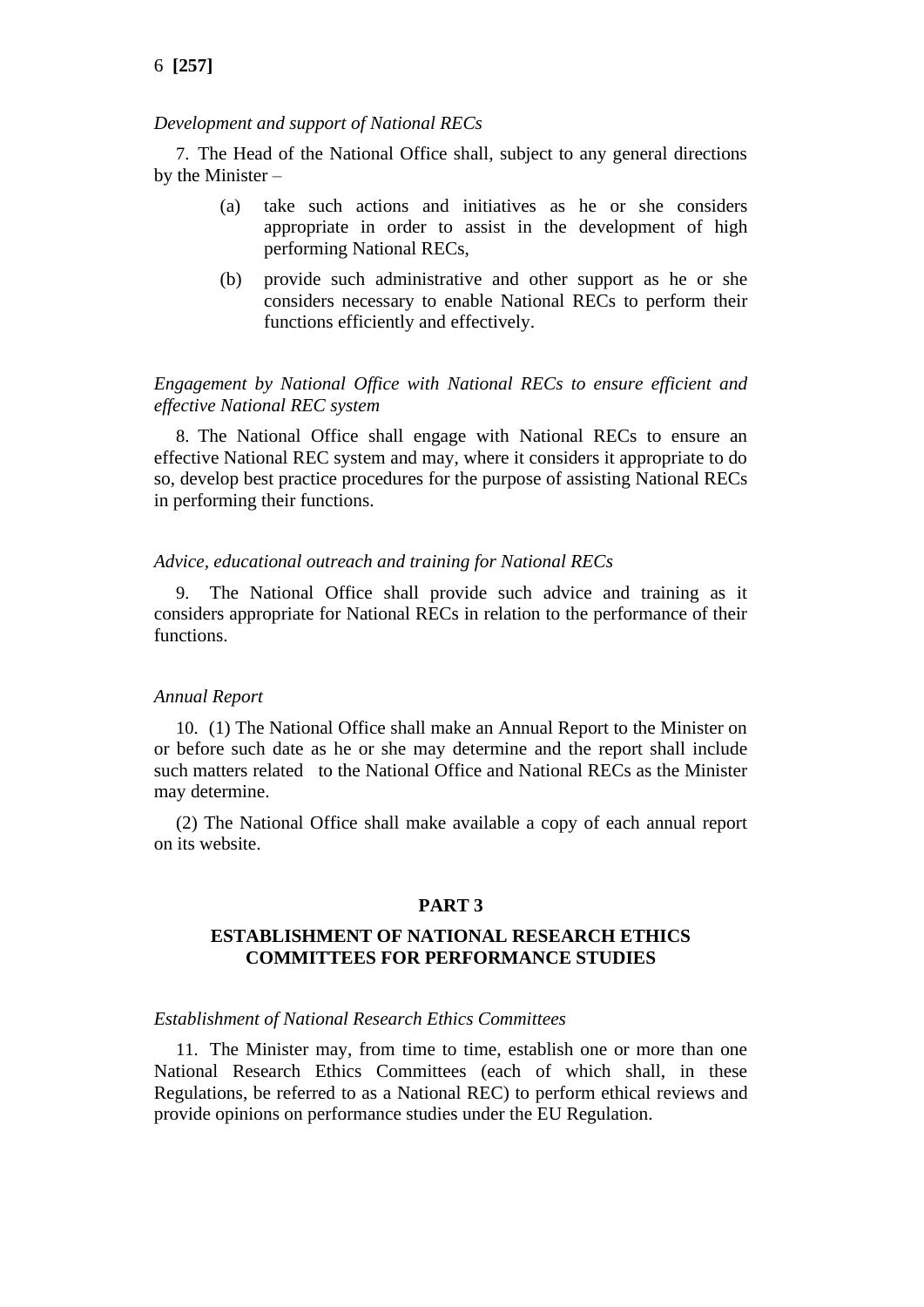*Development and support of National RECs*

7. The Head of the National Office shall, subject to any general directions by the Minister –

(a) take such actions and initiatives as he or she considers appropriate in order to assist in the development of high performing National RECs,

(b) provide such administrative and other support as he or she considers necessary to enable National RECs to perform their functions efficiently and effectively.

*Engagement by National Office with National RECs to ensure efficient and effective National REC system*

8. The National Office shall engage with National RECs to ensure an effective National REC system and may, where it considers it appropriate to do so, develop best practice procedures for the purpose of assisting National RECs in performing their functions.

*Advice, educational outreach and training for National RECs*

9. The National Office shall provide such advice and training as it considers appropriate for National RECs in relation to the performance of their functions.

*Annual Report*

10. (1) The National Office shall make an Annual Report to the Minister on or before such date as he or she may determine and the report shall include such matters related to the National Office and National RECs as the Minister may determine.

(2) The National Office shall make available a copy of each annual report on its website.

## PART 3

## ESTABLISHMENT OF NATIONAL RESEARCH ETHICS COMMITTEES FOR PERFORMANCE STUDIES

*Establishment of National Research Ethics Committees*

11. The Minister may, from time to time, establish one or more than one National Research Ethics Committees (each of which shall, in these Regulations, be referred to as a National REC) to perform ethical reviews and provide opinions on performance studies under the EU Regulation.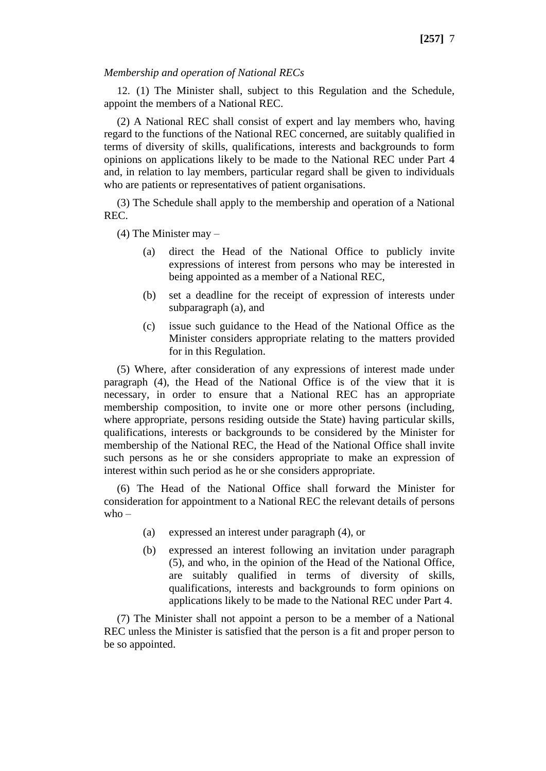*Membership and operation of National RECs*

12. (1) The Minister shall, subject to this Regulation and the Schedule, appoint the members of a National REC.

(2) A National REC shall consist of expert and lay members who, having regard to the functions of the National REC concerned, are suitably qualified in terms of diversity of skills, qualifications, interests and backgrounds to form opinions on applications likely to be made to the National REC under Part 4 and, in relation to lay members, particular regard shall be given to individuals who are patients or representatives of patient organisations.

(3) The Schedule shall apply to the membership and operation of a National REC.

(4) The Minister may –

- (a) direct the Head of the National Office to publicly invite expressions of interest from persons who may be interested in being appointed as a member of a National REC,
- (b) set a deadline for the receipt of expression of interests under subparagraph (a), and
- (c) issue such guidance to the Head of the National Office as the Minister considers appropriate relating to the matters provided for in this Regulation.

(5) Where, after consideration of any expressions of interest made under paragraph (4), the Head of the National Office is of the view that it is necessary, in order to ensure that a National REC has an appropriate membership composition, to invite one or more other persons (including, where appropriate, persons residing outside the State) having particular skills, qualifications, interests or backgrounds to be considered by the Minister for membership of the National REC, the Head of the National Office shall invite such persons as he or she considers appropriate to make an expression of interest within such period as he or she considers appropriate.

(6) The Head of the National Office shall forward the Minister for consideration for appointment to a National REC the relevant details of persons who –

- (a) expressed an interest under paragraph (4), or
- (b) expressed an interest following an invitation under paragraph (5), and who, in the opinion of the Head of the National Office, are suitably qualified in terms of diversity of skills, qualifications, interests and backgrounds to form opinions on applications likely to be made to the National REC under Part 4.

(7) The Minister shall not appoint a person to be a member of a National REC unless the Minister is satisfied that the person is a fit and proper person to be so appointed.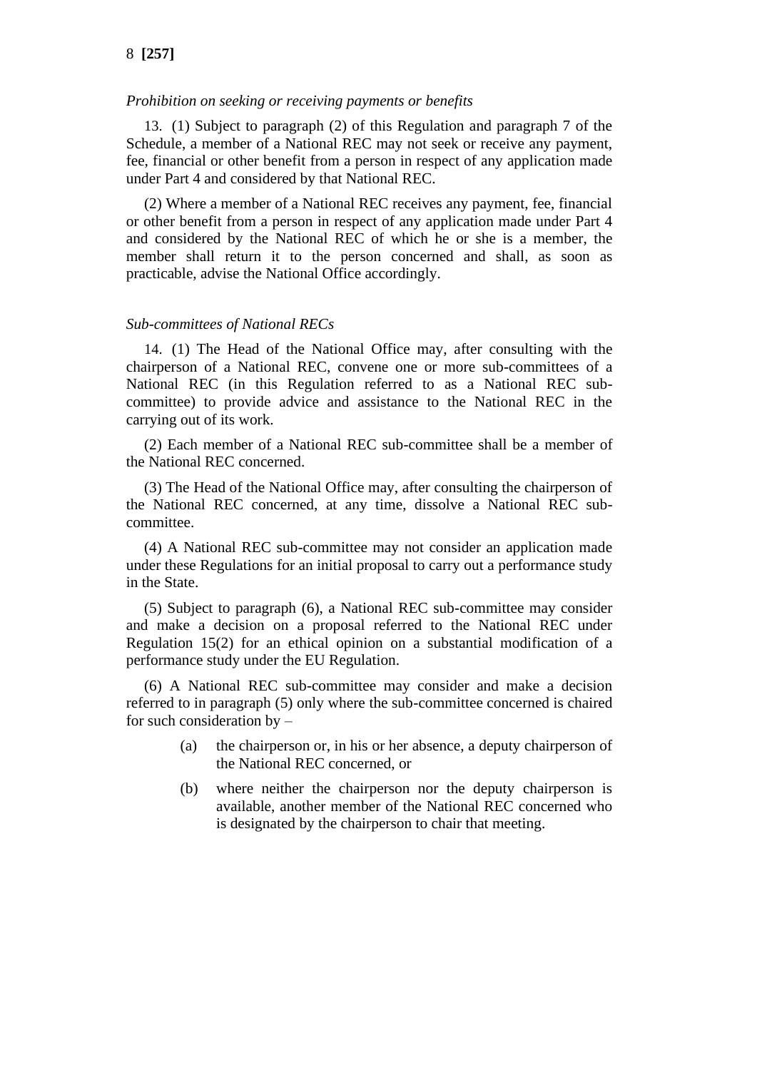*Prohibition on seeking or receiving payments or benefits*

13. (1) Subject to paragraph (2) of this Regulation and paragraph 7 of the Schedule, a member of a National REC may not seek or receive any payment, fee, financial or other benefit from a person in respect of any application made under Part 4 and considered by that National REC.

(2) Where a member of a National REC receives any payment, fee, financial or other benefit from a person in respect of any application made under Part 4 and considered by the National REC of which he or she is a member, the member shall return it to the person concerned and shall, as soon as practicable, advise the National Office accordingly.

*Sub-committees of National RECs*

14. (1) The Head of the National Office may, after consulting with the chairperson of a National REC, convene one or more sub-committees of a National REC (in this Regulation referred to as a National REC sub-committee) to provide advice and assistance to the National REC in the carrying out of its work.

(2) Each member of a National REC sub-committee shall be a member of the National REC concerned.

(3) The Head of the National Office may, after consulting the chairperson of the National REC concerned, at any time, dissolve a National REC sub-committee.

(4) A National REC sub-committee may not consider an application made under these Regulations for an initial proposal to carry out a performance study in the State.

(5) Subject to paragraph (6), a National REC sub-committee may consider and make a decision on a proposal referred to the National REC under Regulation 15(2) for an ethical opinion on a substantial modification of a performance study under the EU Regulation.

(6) A National REC sub-committee may consider and make a decision referred to in paragraph (5) only where the sub-committee concerned is chaired for such consideration by –

(a) the chairperson or, in his or her absence, a deputy chairperson of the National REC concerned, or

(b) where neither the chairperson nor the deputy chairperson is available, another member of the National REC concerned who is designated by the chairperson to chair that meeting.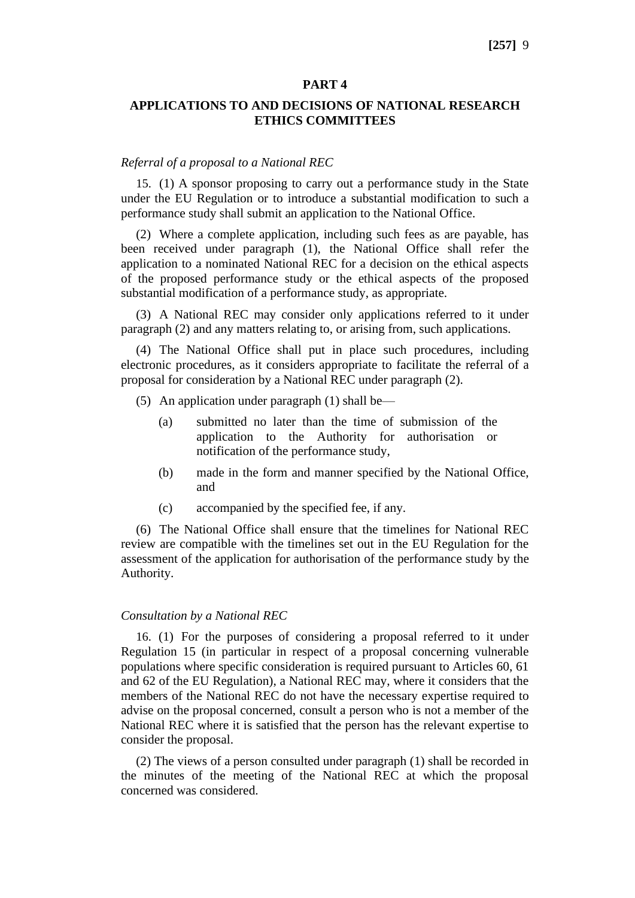## PART 4

## APPLICATIONS TO AND DECISIONS OF NATIONAL RESEARCH ETHICS COMMITTEES

*Referral of a proposal to a National REC*

15. (1) A sponsor proposing to carry out a performance study in the State under the EU Regulation or to introduce a substantial modification to such a performance study shall submit an application to the National Office.

(2) Where a complete application, including such fees as are payable, has been received under paragraph (1), the National Office shall refer the application to a nominated National REC for a decision on the ethical aspects of the proposed performance study or the ethical aspects of the proposed substantial modification of a performance study, as appropriate.

(3) A National REC may consider only applications referred to it under paragraph (2) and any matters relating to, or arising from, such applications.

(4) The National Office shall put in place such procedures, including electronic procedures, as it considers appropriate to facilitate the referral of a proposal for consideration by a National REC under paragraph (2).

(5) An application under paragraph (1) shall be—

(a) submitted no later than the time of submission of the application to the Authority for authorisation or notification of the performance study,

(b) made in the form and manner specified by the National Office, and

(c) accompanied by the specified fee, if any.

(6) The National Office shall ensure that the timelines for National REC review are compatible with the timelines set out in the EU Regulation for the assessment of the application for authorisation of the performance study by the Authority.

*Consultation by a National REC*

16. (1) For the purposes of considering a proposal referred to it under Regulation 15 (in particular in respect of a proposal concerning vulnerable populations where specific consideration is required pursuant to Articles 60, 61 and 62 of the EU Regulation), a National REC may, where it considers that the members of the National REC do not have the necessary expertise required to advise on the proposal concerned, consult a person who is not a member of the National REC where it is satisfied that the person has the relevant expertise to consider the proposal.

(2) The views of a person consulted under paragraph (1) shall be recorded in the minutes of the meeting of the National REC at which the proposal concerned was considered.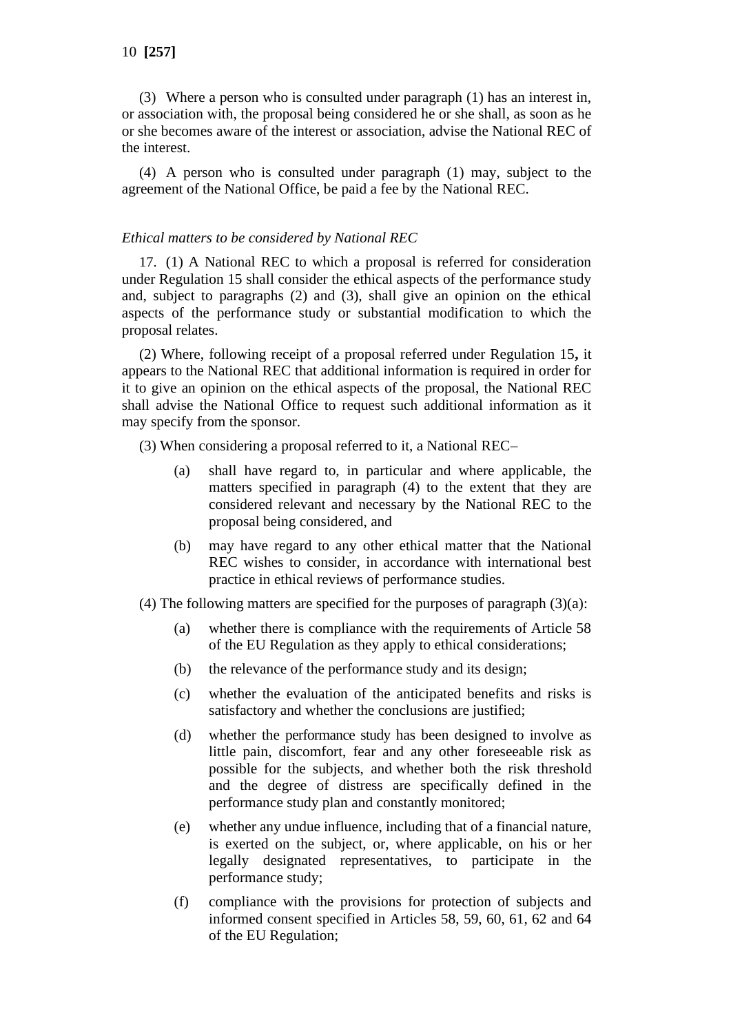(3) Where a person who is consulted under paragraph (1) has an interest in, or association with, the proposal being considered he or she shall, as soon as he or she becomes aware of the interest or association, advise the National REC of the interest.

(4) A person who is consulted under paragraph (1) may, subject to the agreement of the National Office, be paid a fee by the National REC.

*Ethical matters to be considered by National REC*

17. (1) A National REC to which a proposal is referred for consideration under Regulation 15 shall consider the ethical aspects of the performance study and, subject to paragraphs (2) and (3), shall give an opinion on the ethical aspects of the performance study or substantial modification to which the proposal relates.

(2) Where, following receipt of a proposal referred under Regulation 15**,** it appears to the National REC that additional information is required in order for it to give an opinion on the ethical aspects of the proposal, the National REC shall advise the National Office to request such additional information as it may specify from the sponsor.

(3) When considering a proposal referred to it, a National REC–

- (a) shall have regard to, in particular and where applicable, the matters specified in paragraph (4) to the extent that they are considered relevant and necessary by the National REC to the proposal being considered, and
- (b) may have regard to any other ethical matter that the National REC wishes to consider, in accordance with international best practice in ethical reviews of performance studies.

(4) The following matters are specified for the purposes of paragraph (3)(a):

- (a) whether there is compliance with the requirements of Article 58 of the EU Regulation as they apply to ethical considerations;
- (b) the relevance of the performance study and its design;
- (c) whether the evaluation of the anticipated benefits and risks is satisfactory and whether the conclusions are justified;
- (d) whether the performance study has been designed to involve as little pain, discomfort, fear and any other foreseeable risk as possible for the subjects, and whether both the risk threshold and the degree of distress are specifically defined in the performance study plan and constantly monitored;
- (e) whether any undue influence, including that of a financial nature, is exerted on the subject, or, where applicable, on his or her legally designated representatives, to participate in the performance study;
- (f) compliance with the provisions for protection of subjects and informed consent specified in Articles 58, 59, 60, 61, 62 and 64 of the EU Regulation;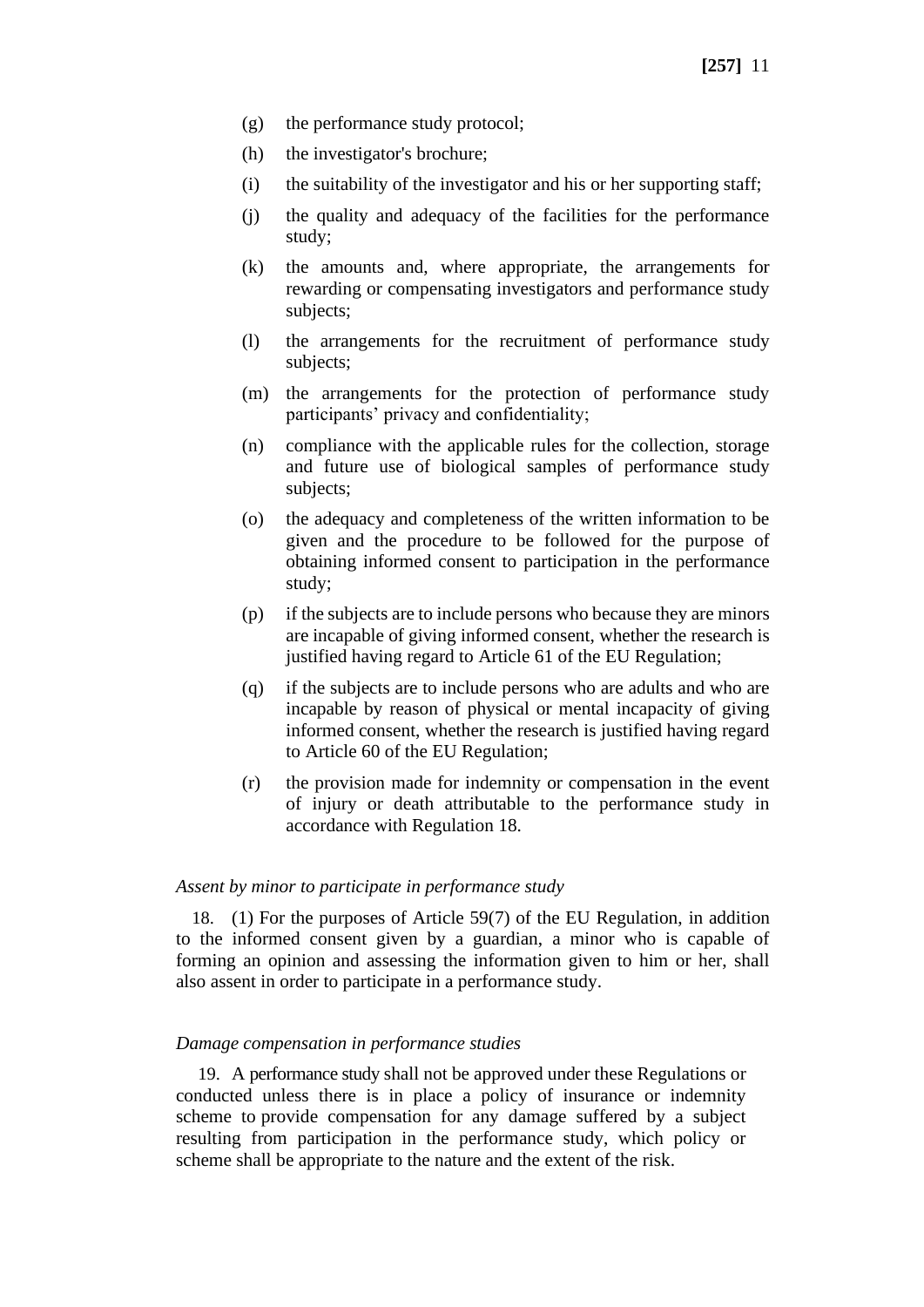(g) the performance study protocol;

(h) the investigator's brochure;

(i) the suitability of the investigator and his or her supporting staff;

(j) the quality and adequacy of the facilities for the performance study;

(k) the amounts and, where appropriate, the arrangements for rewarding or compensating investigators and performance study subjects;

(l) the arrangements for the recruitment of performance study subjects;

(m) the arrangements for the protection of performance study participants' privacy and confidentiality;

(n) compliance with the applicable rules for the collection, storage and future use of biological samples of performance study subjects;

(o) the adequacy and completeness of the written information to be given and the procedure to be followed for the purpose of obtaining informed consent to participation in the performance study;

(p) if the subjects are to include persons who because they are minors are incapable of giving informed consent, whether the research is justified having regard to Article 61 of the EU Regulation;

(q) if the subjects are to include persons who are adults and who are incapable by reason of physical or mental incapacity of giving informed consent, whether the research is justified having regard to Article 60 of the EU Regulation;

(r) the provision made for indemnity or compensation in the event of injury or death attributable to the performance study in accordance with Regulation 18.

*Assent by minor to participate in performance study*

18. (1) For the purposes of Article 59(7) of the EU Regulation, in addition to the informed consent given by a guardian, a minor who is capable of forming an opinion and assessing the information given to him or her, shall also assent in order to participate in a performance study.

*Damage compensation in performance studies*

19. A performance study shall not be approved under these Regulations or conducted unless there is in place a policy of insurance or indemnity scheme to provide compensation for any damage suffered by a subject resulting from participation in the performance study, which policy or scheme shall be appropriate to the nature and the extent of the risk.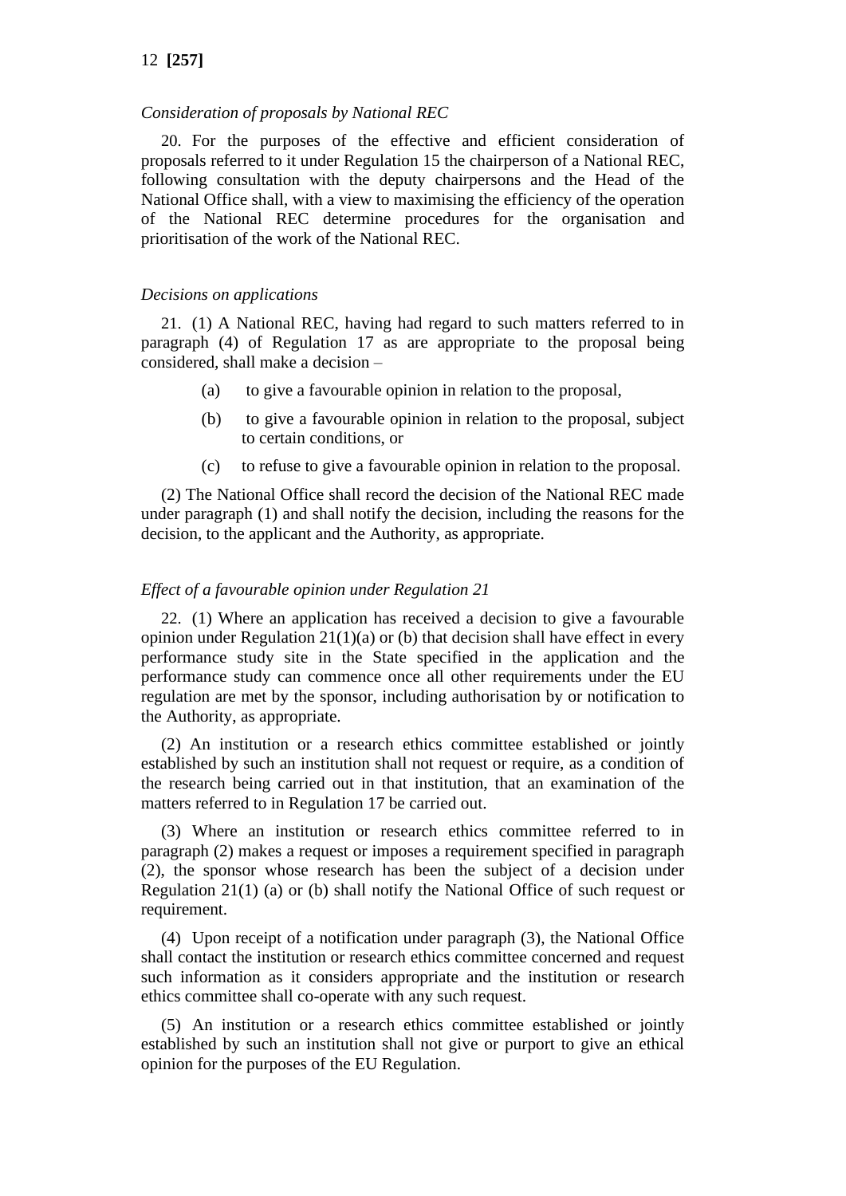*Consideration of proposals by National REC*

20. For the purposes of the effective and efficient consideration of proposals referred to it under Regulation 15 the chairperson of a National REC, following consultation with the deputy chairpersons and the Head of the National Office shall, with a view to maximising the efficiency of the operation of the National REC determine procedures for the organisation and prioritisation of the work of the National REC.

*Decisions on applications*

21. (1) A National REC, having had regard to such matters referred to in paragraph (4) of Regulation 17 as are appropriate to the proposal being considered, shall make a decision –

(a) to give a favourable opinion in relation to the proposal,

(b) to give a favourable opinion in relation to the proposal, subject to certain conditions, or

(c) to refuse to give a favourable opinion in relation to the proposal.

(2) The National Office shall record the decision of the National REC made under paragraph (1) and shall notify the decision, including the reasons for the decision, to the applicant and the Authority, as appropriate.

*Effect of a favourable opinion under Regulation 21*

22. (1) Where an application has received a decision to give a favourable opinion under Regulation 21(1)(a) or (b) that decision shall have effect in every performance study site in the State specified in the application and the performance study can commence once all other requirements under the EU regulation are met by the sponsor, including authorisation by or notification to the Authority, as appropriate.

(2) An institution or a research ethics committee established or jointly established by such an institution shall not request or require, as a condition of the research being carried out in that institution, that an examination of the matters referred to in Regulation 17 be carried out.

(3) Where an institution or research ethics committee referred to in paragraph (2) makes a request or imposes a requirement specified in paragraph (2), the sponsor whose research has been the subject of a decision under Regulation 21(1) (a) or (b) shall notify the National Office of such request or requirement.

(4) Upon receipt of a notification under paragraph (3), the National Office shall contact the institution or research ethics committee concerned and request such information as it considers appropriate and the institution or research ethics committee shall co-operate with any such request.

(5) An institution or a research ethics committee established or jointly established by such an institution shall not give or purport to give an ethical opinion for the purposes of the EU Regulation.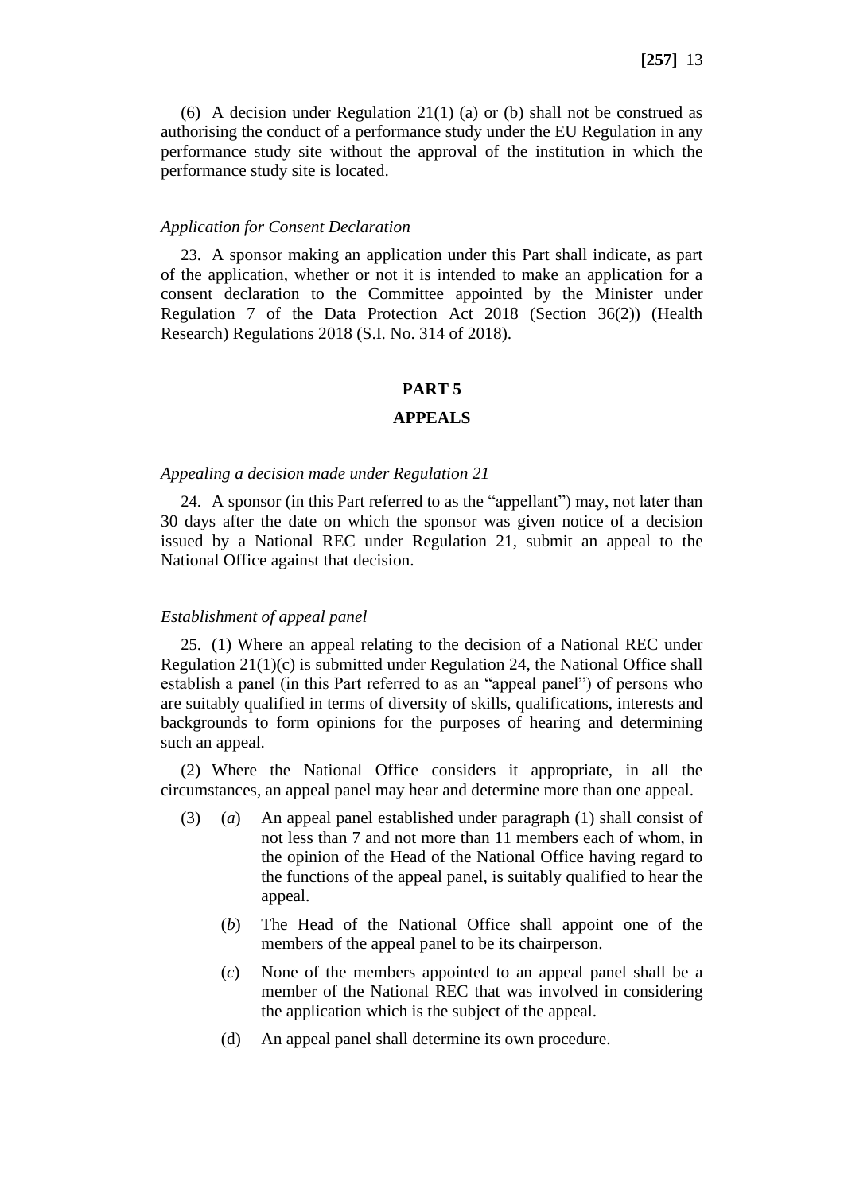(6) A decision under Regulation 21(1) (a) or (b) shall not be construed as authorising the conduct of a performance study under the EU Regulation in any performance study site without the approval of the institution in which the performance study site is located.

*Application for Consent Declaration*

23. A sponsor making an application under this Part shall indicate, as part of the application, whether or not it is intended to make an application for a consent declaration to the Committee appointed by the Minister under Regulation 7 of the Data Protection Act 2018 (Section 36(2)) (Health Research) Regulations 2018 (S.I. No. 314 of 2018).

## PART 5

## APPEALS

*Appealing a decision made under Regulation 21*

24. A sponsor (in this Part referred to as the "appellant") may, not later than 30 days after the date on which the sponsor was given notice of a decision issued by a National REC under Regulation 21, submit an appeal to the National Office against that decision.

*Establishment of appeal panel*

25. (1) Where an appeal relating to the decision of a National REC under Regulation 21(1)(c) is submitted under Regulation 24, the National Office shall establish a panel (in this Part referred to as an "appeal panel") of persons who are suitably qualified in terms of diversity of skills, qualifications, interests and backgrounds to form opinions for the purposes of hearing and determining such an appeal.

(2) Where the National Office considers it appropriate, in all the circumstances, an appeal panel may hear and determine more than one appeal.

(3) (*a*) An appeal panel established under paragraph (1) shall consist of not less than 7 and not more than 11 members each of whom, in the opinion of the Head of the National Office having regard to the functions of the appeal panel, is suitably qualified to hear the appeal.

(*b*) The Head of the National Office shall appoint one of the members of the appeal panel to be its chairperson.

(*c*) None of the members appointed to an appeal panel shall be a member of the National REC that was involved in considering the application which is the subject of the appeal.

(d) An appeal panel shall determine its own procedure.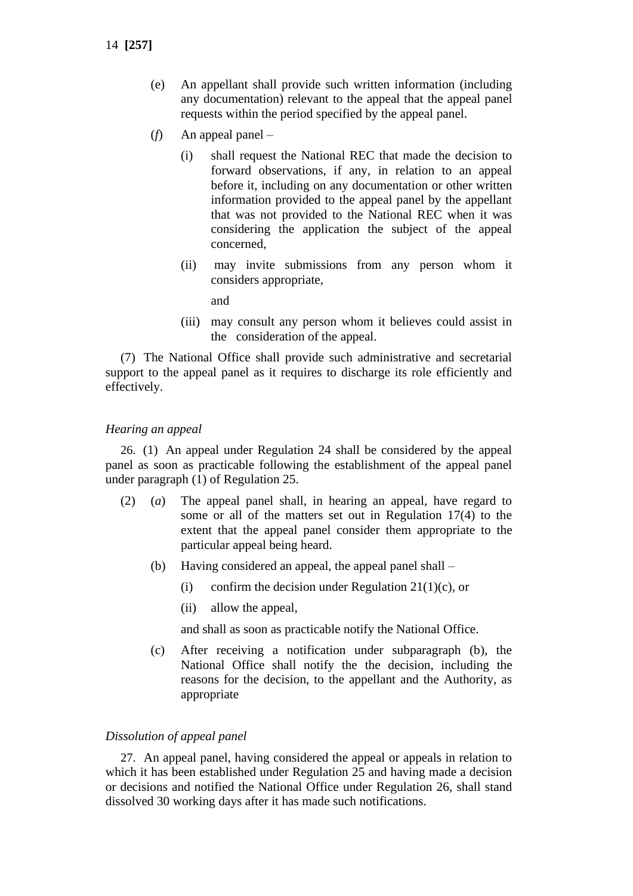(e) An appellant shall provide such written information (including any documentation) relevant to the appeal that the appeal panel requests within the period specified by the appeal panel.

(*f*) An appeal panel –

(i) shall request the National REC that made the decision to forward observations, if any, in relation to an appeal before it, including on any documentation or other written information provided to the appeal panel by the appellant that was not provided to the National REC when it was considering the application the subject of the appeal concerned,

(ii) may invite submissions from any person whom it considers appropriate,

and

(iii) may consult any person whom it believes could assist in the consideration of the appeal.

(7) The National Office shall provide such administrative and secretarial support to the appeal panel as it requires to discharge its role efficiently and effectively.

*Hearing an appeal*

26. (1) An appeal under Regulation 24 shall be considered by the appeal panel as soon as practicable following the establishment of the appeal panel under paragraph (1) of Regulation 25.

(2) (*a*) The appeal panel shall, in hearing an appeal, have regard to some or all of the matters set out in Regulation 17(4) to the extent that the appeal panel consider them appropriate to the particular appeal being heard.

(b) Having considered an appeal, the appeal panel shall –

(i) confirm the decision under Regulation 21(1)(c), or

(ii) allow the appeal,

and shall as soon as practicable notify the National Office.

(c) After receiving a notification under subparagraph (b), the National Office shall notify the the decision, including the reasons for the decision, to the appellant and the Authority, as appropriate

*Dissolution of appeal panel*

27. An appeal panel, having considered the appeal or appeals in relation to which it has been established under Regulation 25 and having made a decision or decisions and notified the National Office under Regulation 26, shall stand dissolved 30 working days after it has made such notifications.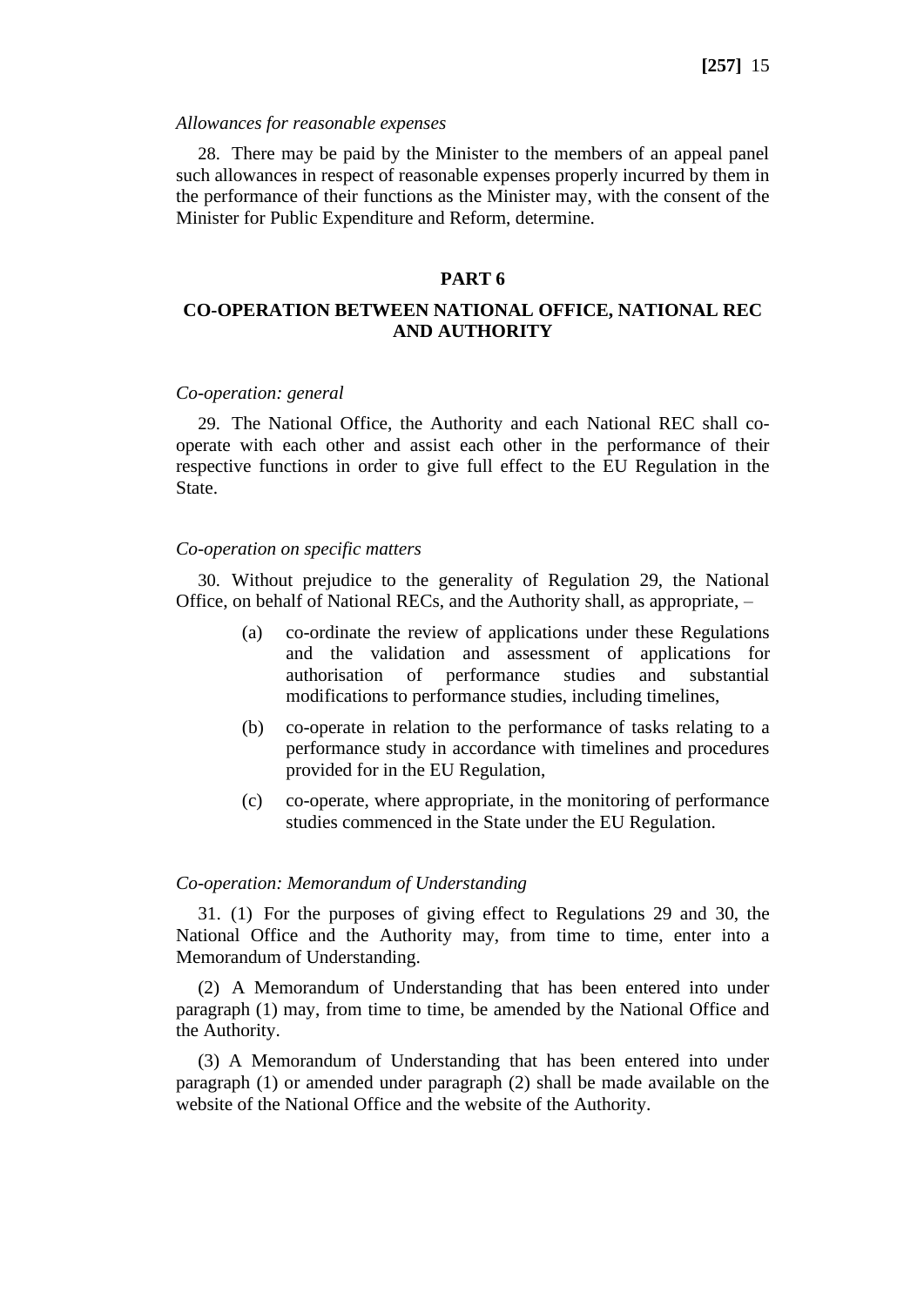*Allowances for reasonable expenses*

28. There may be paid by the Minister to the members of an appeal panel such allowances in respect of reasonable expenses properly incurred by them in the performance of their functions as the Minister may, with the consent of the Minister for Public Expenditure and Reform, determine.

## PART 6

## CO-OPERATION BETWEEN NATIONAL OFFICE, NATIONAL REC AND AUTHORITY

*Co-operation: general*

29. The National Office, the Authority and each National REC shall co-operate with each other and assist each other in the performance of their respective functions in order to give full effect to the EU Regulation in the State.

*Co-operation on specific matters*

30. Without prejudice to the generality of Regulation 29, the National Office, on behalf of National RECs, and the Authority shall, as appropriate, –

(a) co-ordinate the review of applications under these Regulations and the validation and assessment of applications for authorisation of performance studies and substantial modifications to performance studies, including timelines,

(b) co-operate in relation to the performance of tasks relating to a performance study in accordance with timelines and procedures provided for in the EU Regulation,

(c) co-operate, where appropriate, in the monitoring of performance studies commenced in the State under the EU Regulation.

*Co-operation: Memorandum of Understanding*

31. (1) For the purposes of giving effect to Regulations 29 and 30, the National Office and the Authority may, from time to time, enter into a Memorandum of Understanding.

(2) A Memorandum of Understanding that has been entered into under paragraph (1) may, from time to time, be amended by the National Office and the Authority.

(3) A Memorandum of Understanding that has been entered into under paragraph (1) or amended under paragraph (2) shall be made available on the website of the National Office and the website of the Authority.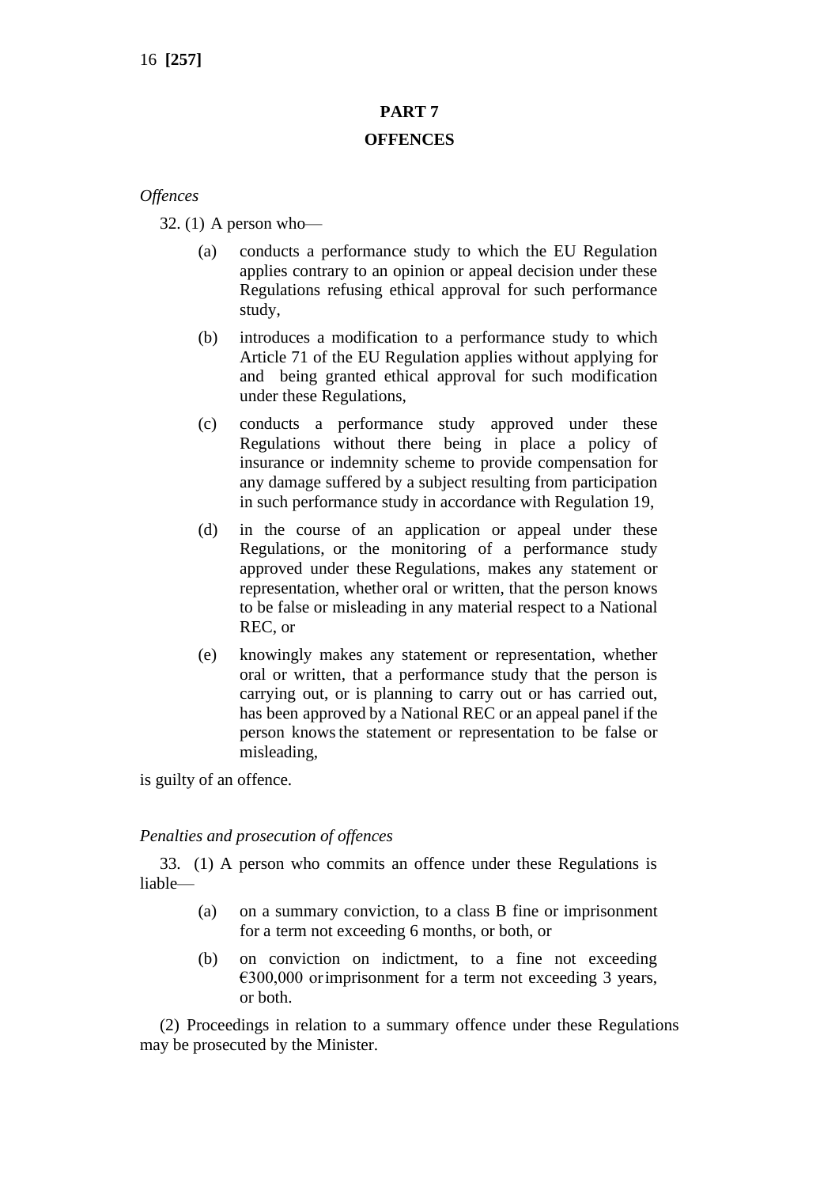## PART 7

## OFFENCES

*Offences*

32. (1) A person who—

- (a) conducts a performance study to which the EU Regulation applies contrary to an opinion or appeal decision under these Regulations refusing ethical approval for such performance study,
- (b) introduces a modification to a performance study to which Article 71 of the EU Regulation applies without applying for and being granted ethical approval for such modification under these Regulations,
- (c) conducts a performance study approved under these Regulations without there being in place a policy of insurance or indemnity scheme to provide compensation for any damage suffered by a subject resulting from participation in such performance study in accordance with Regulation 19,
- (d) in the course of an application or appeal under these Regulations, or the monitoring of a performance study approved under these Regulations, makes any statement or representation, whether oral or written, that the person knows to be false or misleading in any material respect to a National REC, or
- (e) knowingly makes any statement or representation, whether oral or written, that a performance study that the person is carrying out, or is planning to carry out or has carried out, has been approved by a National REC or an appeal panel if the person knows the statement or representation to be false or misleading,

is guilty of an offence.

*Penalties and prosecution of offences*

33. (1) A person who commits an offence under these Regulations is liable—

- (a) on a summary conviction, to a class B fine or imprisonment for a term not exceeding 6 months, or both, or
- (b) on conviction on indictment, to a fine not exceeding €300,000 or imprisonment for a term not exceeding 3 years, or both.

(2) Proceedings in relation to a summary offence under these Regulations may be prosecuted by the Minister.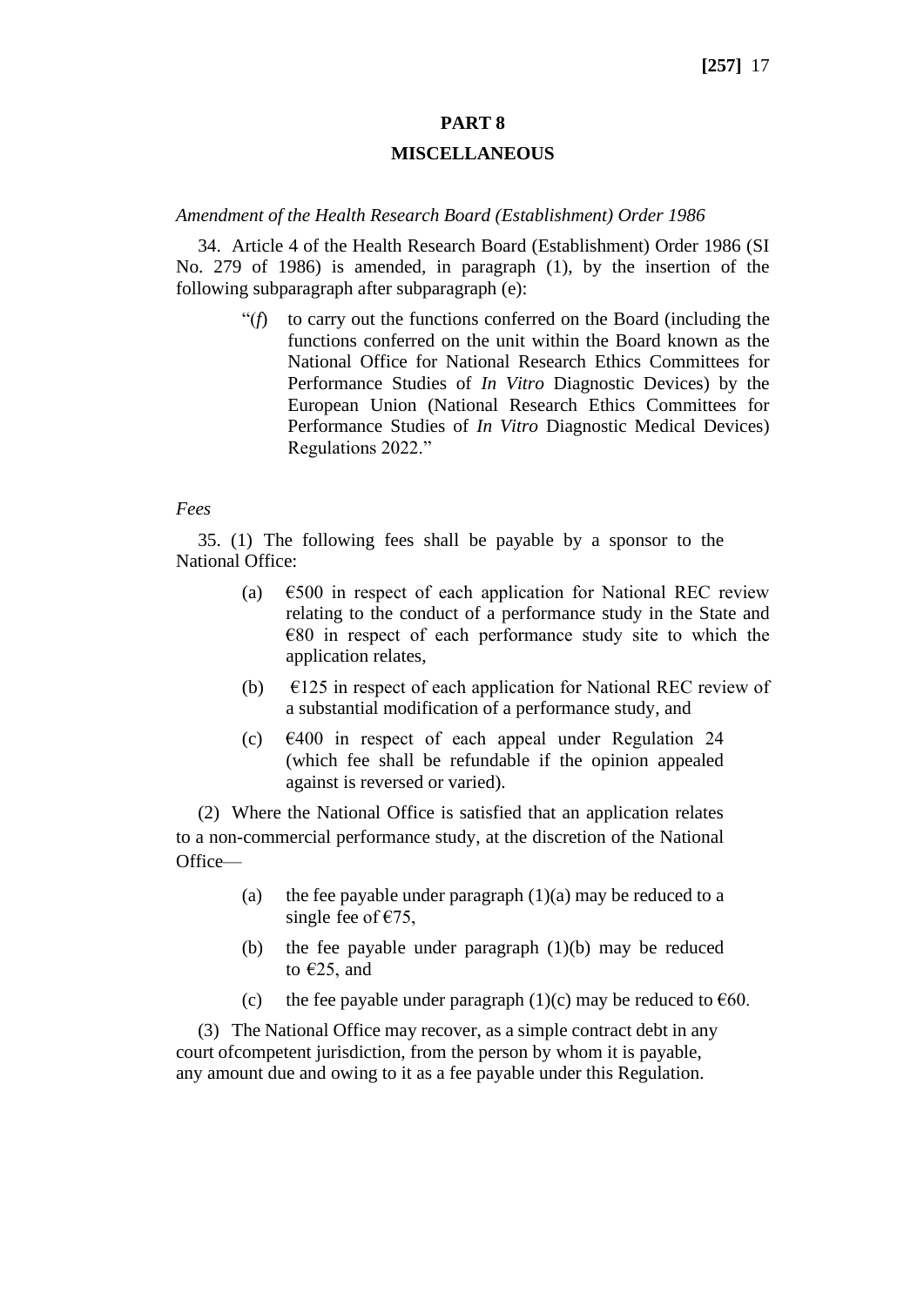## PART 8

## MISCELLANEOUS

*Amendment of the Health Research Board (Establishment) Order 1986*

34. Article 4 of the Health Research Board (Establishment) Order 1986 (SI No. 279 of 1986) is amended, in paragraph (1), by the insertion of the following subparagraph after subparagraph (e):

> "(*f*) to carry out the functions conferred on the Board (including the functions conferred on the unit within the Board known as the National Office for National Research Ethics Committees for Performance Studies of *In Vitro* Diagnostic Devices) by the European Union (National Research Ethics Committees for Performance Studies of *In Vitro* Diagnostic Medical Devices) Regulations 2022."

*Fees*

35. (1) The following fees shall be payable by a sponsor to the National Office:

- (a) €500 in respect of each application for National REC review relating to the conduct of a performance study in the State and €80 in respect of each performance study site to which the application relates,
- (b) €125 in respect of each application for National REC review of a substantial modification of a performance study, and
- (c) €400 in respect of each appeal under Regulation 24 (which fee shall be refundable if the opinion appealed against is reversed or varied).

(2) Where the National Office is satisfied that an application relates to a non-commercial performance study, at the discretion of the National Office—

- (a) the fee payable under paragraph (1)(a) may be reduced to a single fee of €75,
- (b) the fee payable under paragraph (1)(b) may be reduced to €25, and
- (c) the fee payable under paragraph (1)(c) may be reduced to €60.

(3) The National Office may recover, as a simple contract debt in any court ofcompetent jurisdiction, from the person by whom it is payable, any amount due and owing to it as a fee payable under this Regulation.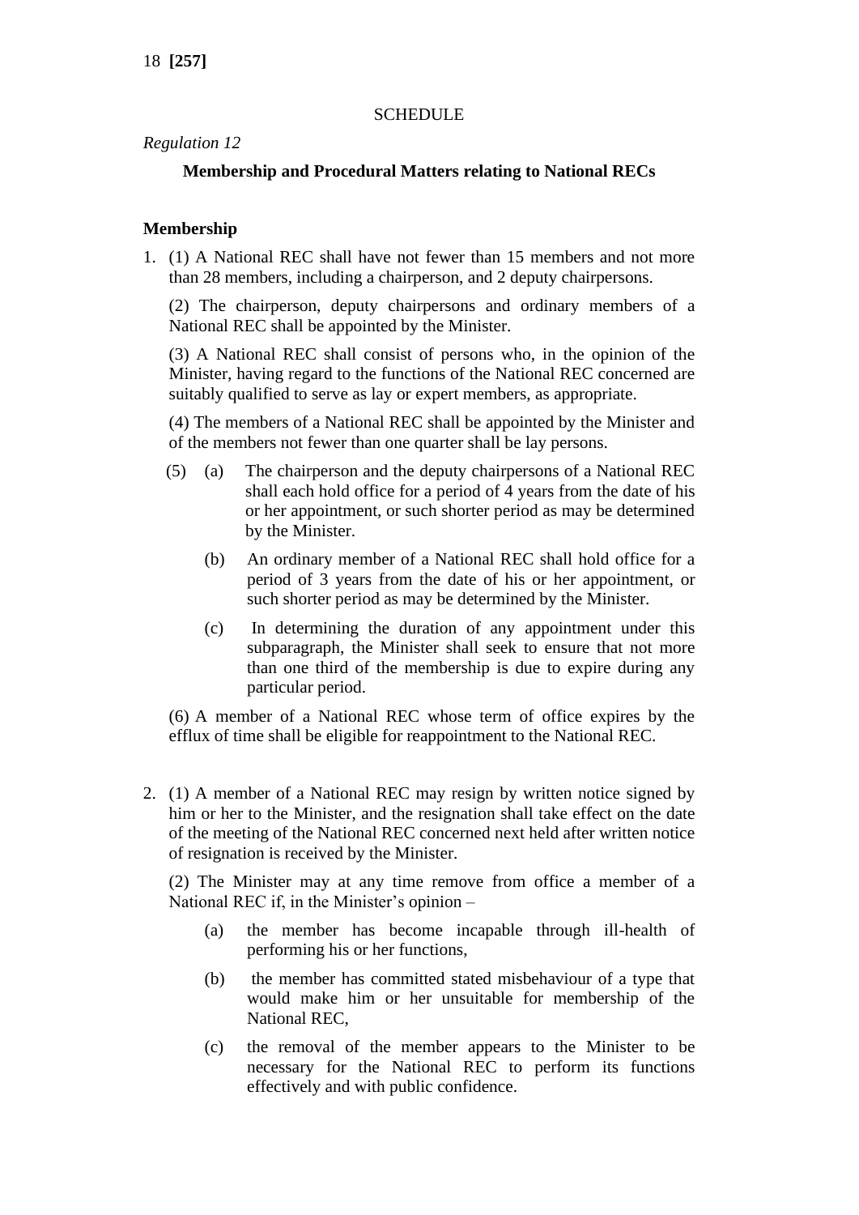SCHEDULE

*Regulation 12*

**Membership and Procedural Matters relating to National RECs**

**Membership**

1. (1) A National REC shall have not fewer than 15 members and not more than 28 members, including a chairperson, and 2 deputy chairpersons.

   (2) The chairperson, deputy chairpersons and ordinary members of a National REC shall be appointed by the Minister.

   (3) A National REC shall consist of persons who, in the opinion of the Minister, having regard to the functions of the National REC concerned are suitably qualified to serve as lay or expert members, as appropriate.

   (4) The members of a National REC shall be appointed by the Minister and of the members not fewer than one quarter shall be lay persons.

   (5) (a) The chairperson and the deputy chairpersons of a National REC shall each hold office for a period of 4 years from the date of his or her appointment, or such shorter period as may be determined by the Minister.

   (b) An ordinary member of a National REC shall hold office for a period of 3 years from the date of his or her appointment, or such shorter period as may be determined by the Minister.

   (c) In determining the duration of any appointment under this subparagraph, the Minister shall seek to ensure that not more than one third of the membership is due to expire during any particular period.

   (6) A member of a National REC whose term of office expires by the efflux of time shall be eligible for reappointment to the National REC.

2. (1) A member of a National REC may resign by written notice signed by him or her to the Minister, and the resignation shall take effect on the date of the meeting of the National REC concerned next held after written notice of resignation is received by the Minister.

   (2) The Minister may at any time remove from office a member of a National REC if, in the Minister's opinion –

   (a) the member has become incapable through ill-health of performing his or her functions,

   (b) the member has committed stated misbehaviour of a type that would make him or her unsuitable for membership of the National REC,

   (c) the removal of the member appears to the Minister to be necessary for the National REC to perform its functions effectively and with public confidence.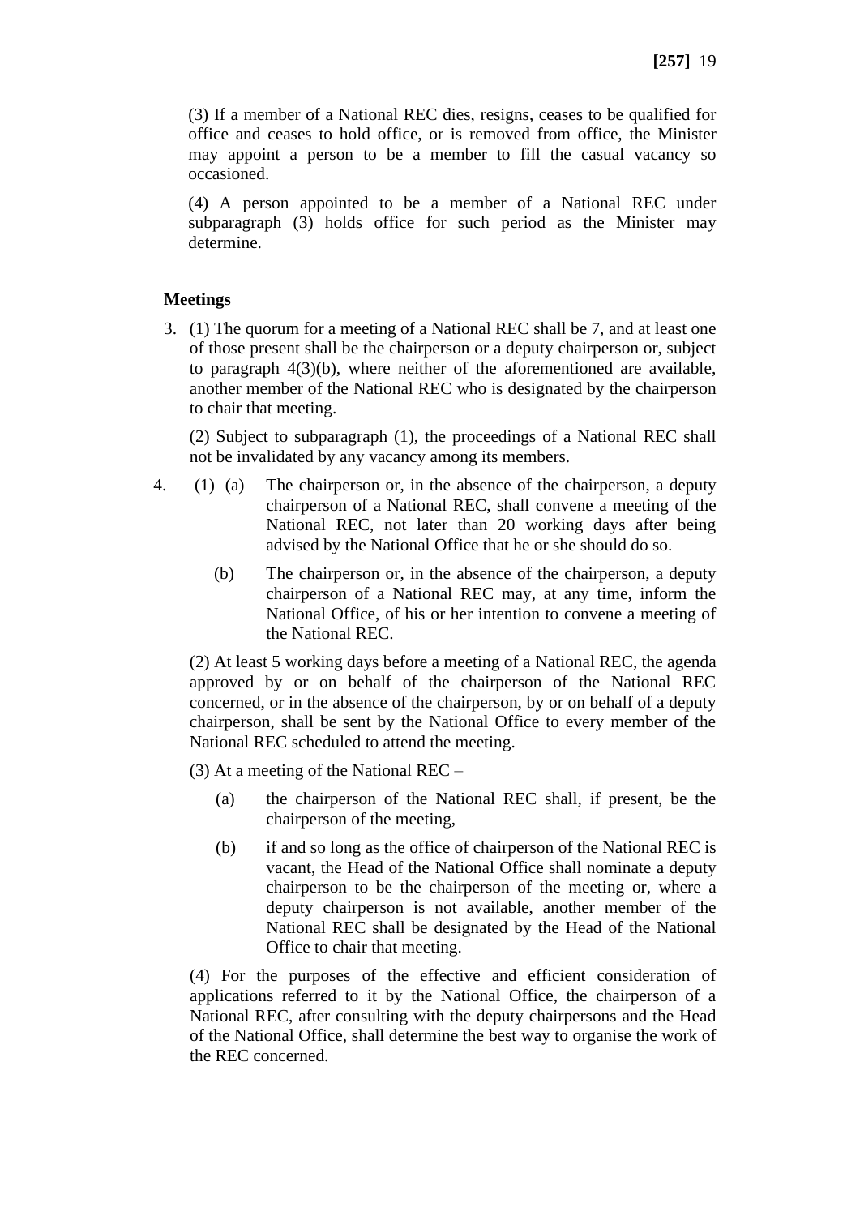(3) If a member of a National REC dies, resigns, ceases to be qualified for office and ceases to hold office, or is removed from office, the Minister may appoint a person to be a member to fill the casual vacancy so occasioned.

(4) A person appointed to be a member of a National REC under subparagraph (3) holds office for such period as the Minister may determine.

**Meetings**

3. (1) The quorum for a meeting of a National REC shall be 7, and at least one of those present shall be the chairperson or a deputy chairperson or, subject to paragraph 4(3)(b), where neither of the aforementioned are available, another member of the National REC who is designated by the chairperson to chair that meeting.

(2) Subject to subparagraph (1), the proceedings of a National REC shall not be invalidated by any vacancy among its members.

4. (1) (a) The chairperson or, in the absence of the chairperson, a deputy chairperson of a National REC, shall convene a meeting of the National REC, not later than 20 working days after being advised by the National Office that he or she should do so.

(b) The chairperson or, in the absence of the chairperson, a deputy chairperson of a National REC may, at any time, inform the National Office, of his or her intention to convene a meeting of the National REC.

(2) At least 5 working days before a meeting of a National REC, the agenda approved by or on behalf of the chairperson of the National REC concerned, or in the absence of the chairperson, by or on behalf of a deputy chairperson, shall be sent by the National Office to every member of the National REC scheduled to attend the meeting.

(3) At a meeting of the National REC –

(a) the chairperson of the National REC shall, if present, be the chairperson of the meeting,

(b) if and so long as the office of chairperson of the National REC is vacant, the Head of the National Office shall nominate a deputy chairperson to be the chairperson of the meeting or, where a deputy chairperson is not available, another member of the National REC shall be designated by the Head of the National Office to chair that meeting.

(4) For the purposes of the effective and efficient consideration of applications referred to it by the National Office, the chairperson of a National REC, after consulting with the deputy chairpersons and the Head of the National Office, shall determine the best way to organise the work of the REC concerned.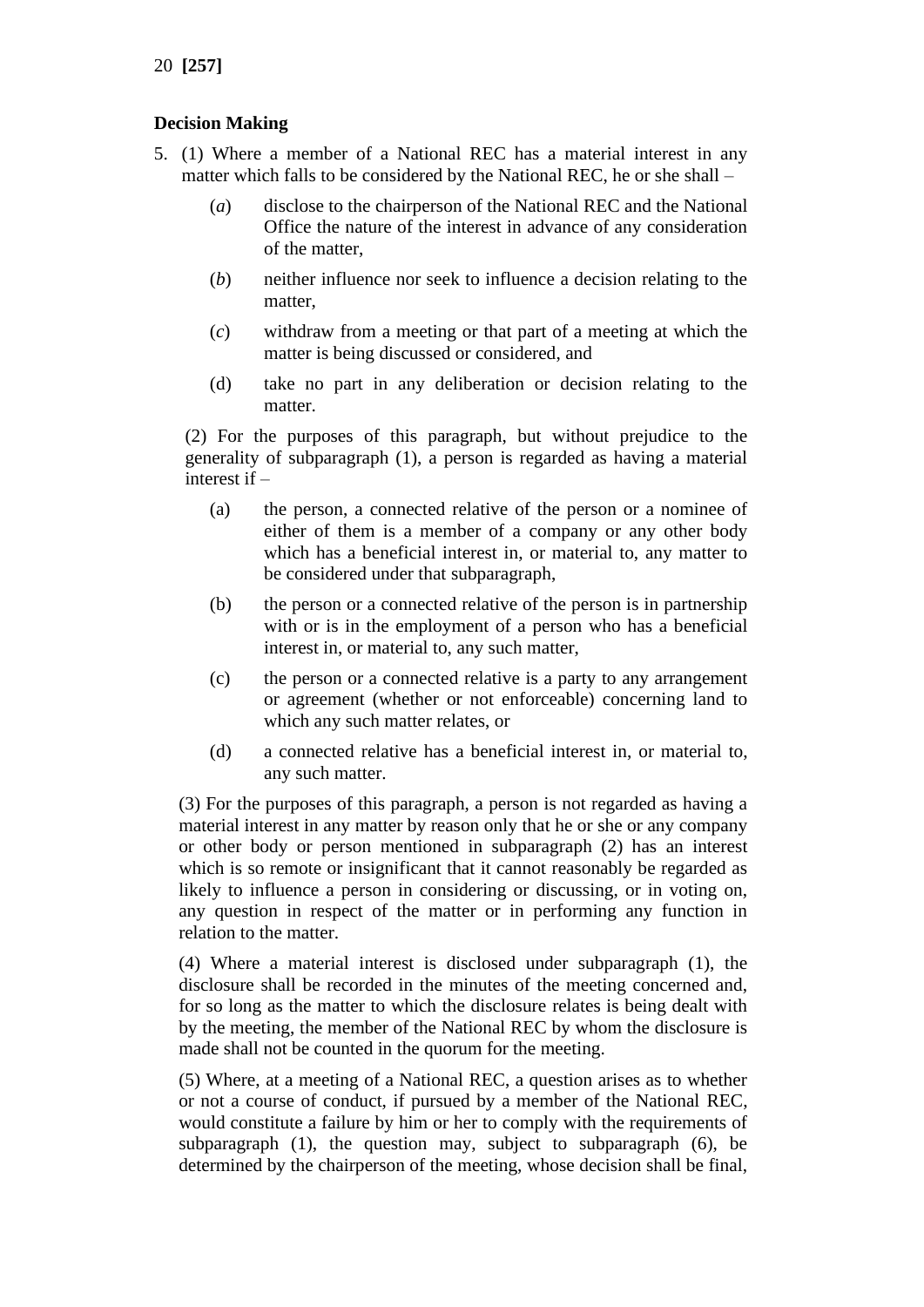**Decision Making**

5. (1) Where a member of a National REC has a material interest in any matter which falls to be considered by the National REC, he or she shall –

   (*a*) disclose to the chairperson of the National REC and the National Office the nature of the interest in advance of any consideration of the matter,

   (*b*) neither influence nor seek to influence a decision relating to the matter,

   (*c*) withdraw from a meeting or that part of a meeting at which the matter is being discussed or considered, and

   (d) take no part in any deliberation or decision relating to the matter.

   (2) For the purposes of this paragraph, but without prejudice to the generality of subparagraph (1), a person is regarded as having a material interest if –

   (a) the person, a connected relative of the person or a nominee of either of them is a member of a company or any other body which has a beneficial interest in, or material to, any matter to be considered under that subparagraph,

   (b) the person or a connected relative of the person is in partnership with or is in the employment of a person who has a beneficial interest in, or material to, any such matter,

   (c) the person or a connected relative is a party to any arrangement or agreement (whether or not enforceable) concerning land to which any such matter relates, or

   (d) a connected relative has a beneficial interest in, or material to, any such matter.

   (3) For the purposes of this paragraph, a person is not regarded as having a material interest in any matter by reason only that he or she or any company or other body or person mentioned in subparagraph (2) has an interest which is so remote or insignificant that it cannot reasonably be regarded as likely to influence a person in considering or discussing, or in voting on, any question in respect of the matter or in performing any function in relation to the matter.

   (4) Where a material interest is disclosed under subparagraph (1), the disclosure shall be recorded in the minutes of the meeting concerned and, for so long as the matter to which the disclosure relates is being dealt with by the meeting, the member of the National REC by whom the disclosure is made shall not be counted in the quorum for the meeting.

   (5) Where, at a meeting of a National REC, a question arises as to whether or not a course of conduct, if pursued by a member of the National REC, would constitute a failure by him or her to comply with the requirements of subparagraph (1), the question may, subject to subparagraph (6), be determined by the chairperson of the meeting, whose decision shall be final,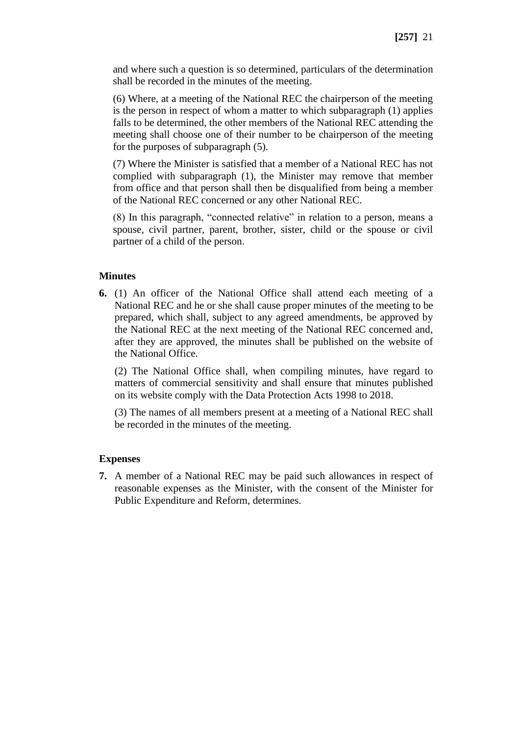and where such a question is so determined, particulars of the determination shall be recorded in the minutes of the meeting.

(6) Where, at a meeting of the National REC the chairperson of the meeting is the person in respect of whom a matter to which subparagraph (1) applies falls to be determined, the other members of the National REC attending the meeting shall choose one of their number to be chairperson of the meeting for the purposes of subparagraph (5).

(7) Where the Minister is satisfied that a member of a National REC has not complied with subparagraph (1), the Minister may remove that member from office and that person shall then be disqualified from being a member of the National REC concerned or any other National REC.

(8) In this paragraph, "connected relative" in relation to a person, means a spouse, civil partner, parent, brother, sister, child or the spouse or civil partner of a child of the person.

### Minutes

**6.** (1) An officer of the National Office shall attend each meeting of a National REC and he or she shall cause proper minutes of the meeting to be prepared, which shall, subject to any agreed amendments, be approved by the National REC at the next meeting of the National REC concerned and, after they are approved, the minutes shall be published on the website of the National Office.

(2) The National Office shall, when compiling minutes, have regard to matters of commercial sensitivity and shall ensure that minutes published on its website comply with the Data Protection Acts 1998 to 2018.

(3) The names of all members present at a meeting of a National REC shall be recorded in the minutes of the meeting.

### Expenses

**7.** A member of a National REC may be paid such allowances in respect of reasonable expenses as the Minister, with the consent of the Minister for Public Expenditure and Reform, determines.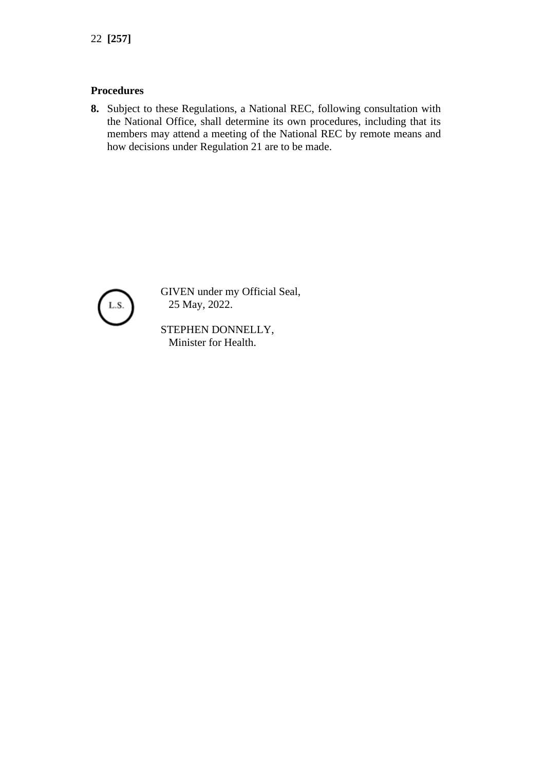**Procedures**

**8.** Subject to these Regulations, a National REC, following consultation with the National Office, shall determine its own procedures, including that its members may attend a meeting of the National REC by remote means and how decisions under Regulation 21 are to be made.

L.S.

GIVEN under my Official Seal,
25 May, 2022.

STEPHEN DONNELLY,
Minister for Health.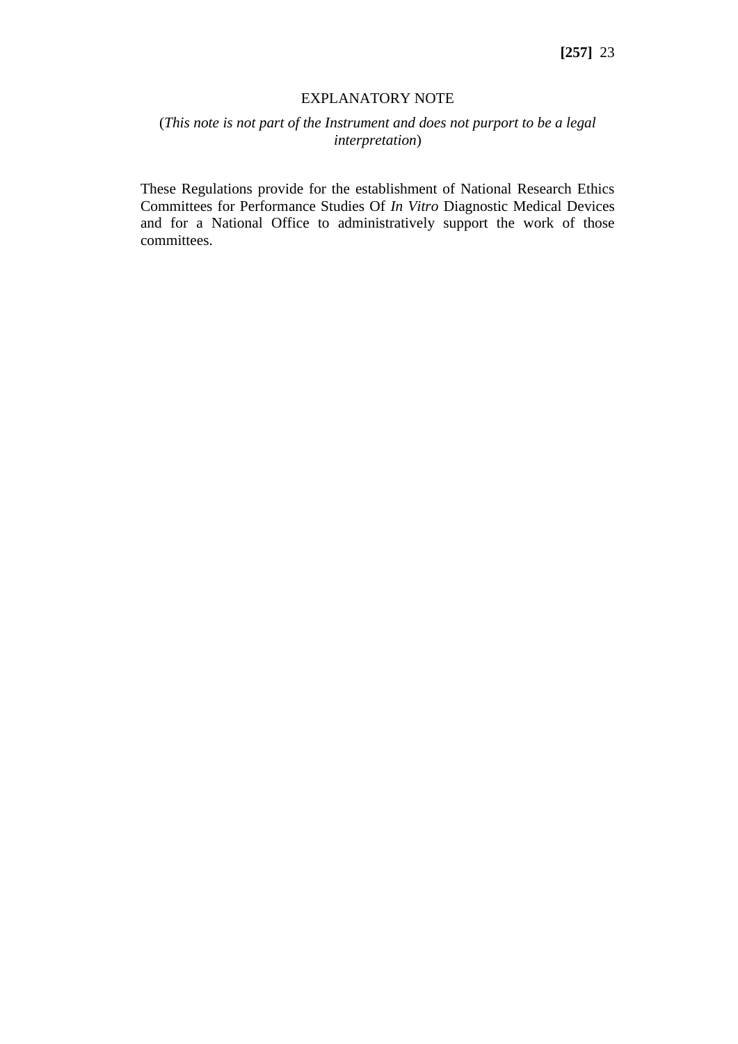## EXPLANATORY NOTE

(*This note is not part of the Instrument and does not purport to be a legal interpretation*)

These Regulations provide for the establishment of National Research Ethics Committees for Performance Studies Of *In Vitro* Diagnostic Medical Devices and for a National Office to administratively support the work of those committees.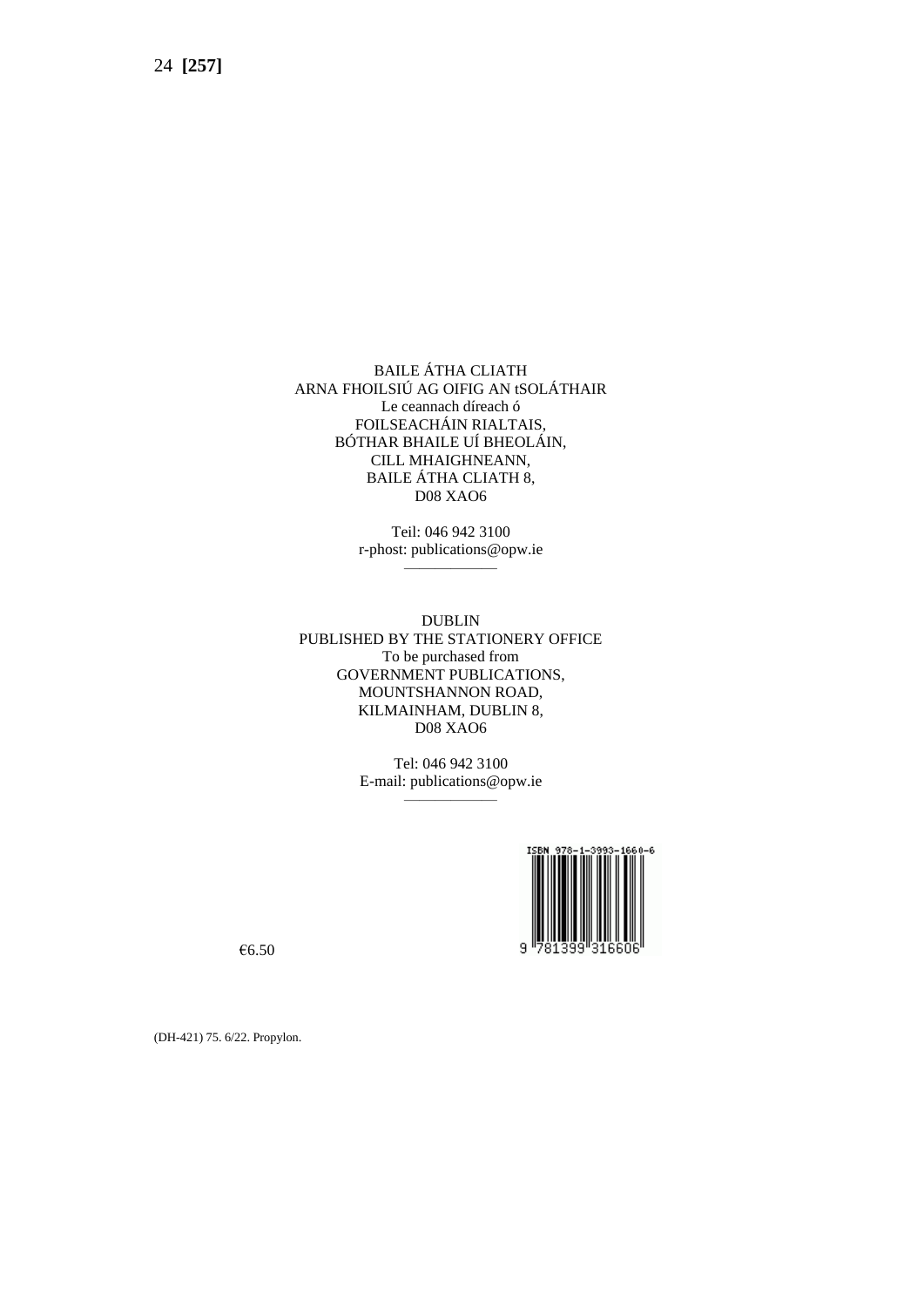BAILE ÁTHA CLIATH
ARNA FHOILSIÚ AG OIFIG AN tSOLÁTHAIR
Le ceannach díreach ó
FOILSEACHÁIN RIALTAIS,
BÓTHAR BHAILE UÍ BHEOLÁIN,
CILL MHAIGHNEANN,
BAILE ÁTHA CLIATH 8,
D08 XAO6

Teil: 046 942 3100
r-phost: publications@opw.ie

---

DUBLIN
PUBLISHED BY THE STATIONERY OFFICE
To be purchased from
GOVERNMENT PUBLICATIONS,
MOUNTSHANNON ROAD,
KILMAINHAM, DUBLIN 8,
D08 XAO6

Tel: 046 942 3100
E-mail: publications@opw.ie

---

ISBN 978-1-3993-1660-6

9 781399 316606

€6.50

(DH-421) 75. 6/22. Propylon.